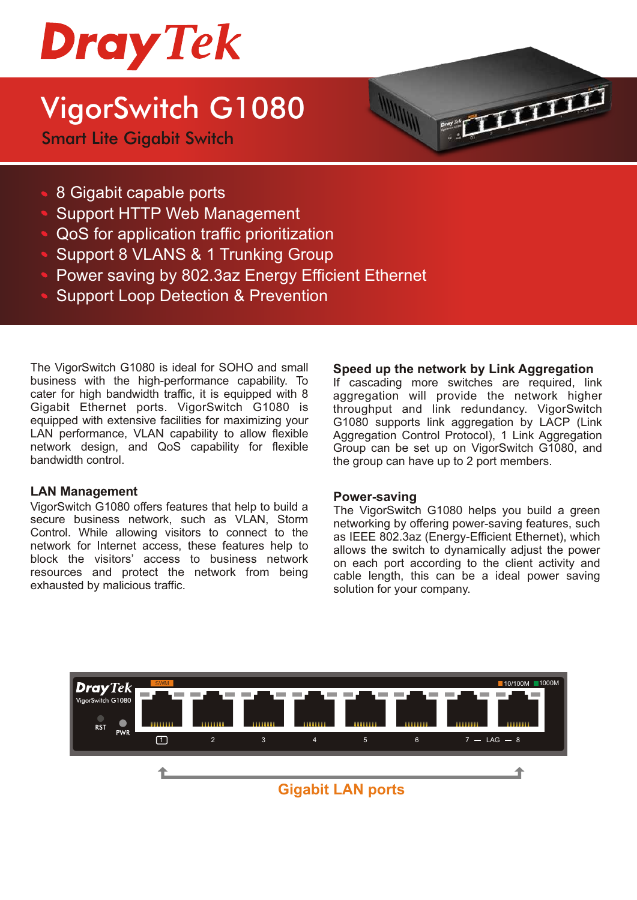# DrayTek

# VigorSwitch G1080

## Smart Lite Gigabit Switch

- 8 Gigabit capable ports
- Support HTTP Web Management
- QoS for application traffic prioritization
- Support 8 VLANS & 1 Trunking Group
- Power saving by 802.3az Energy Efficient Ethernet
- Support Loop Detection & Prevention

The VigorSwitch G1080 is ideal for SOHO and small business with the high-performance capability. To cater for high bandwidth traffic, it is equipped with 8 Gigabit Ethernet ports. VigorSwitch G1080 is equipped with extensive facilities for maximizing your LAN performance, VLAN capability to allow flexible network design, and QoS capability for flexible bandwidth control.

### LAN Management

VigorSwitch G1080 offers features that help to build a secure business network, such as VLAN, Storm Control. While allowing visitors to connect to the network for Internet access, these features help to block the visitors' access to business network resources and protect the network from being exhausted by malicious traffic.

### Speed up the network by Link Aggregation

If cascading more switches are required, link aggregation will provide the network higher throughput and link redundancy. VigorSwitch G1080 supports link aggregation by LACP (Link Aggregation Control Protocol), 1 Link Aggregation Group can be set up on VigorSwitch G1080, and the group can have up to 2 port members.

### Power-saving

The VigorSwitch G1080 helps you build a green networking by offering power-saving features, such as IEEE 802.3az (Energy-Efficient Ethernet), which allows the switch to dynamically adjust the power on each port according to the client activity and cable length, this can be a ideal power saving solution for your company.

Gigabit LAN ports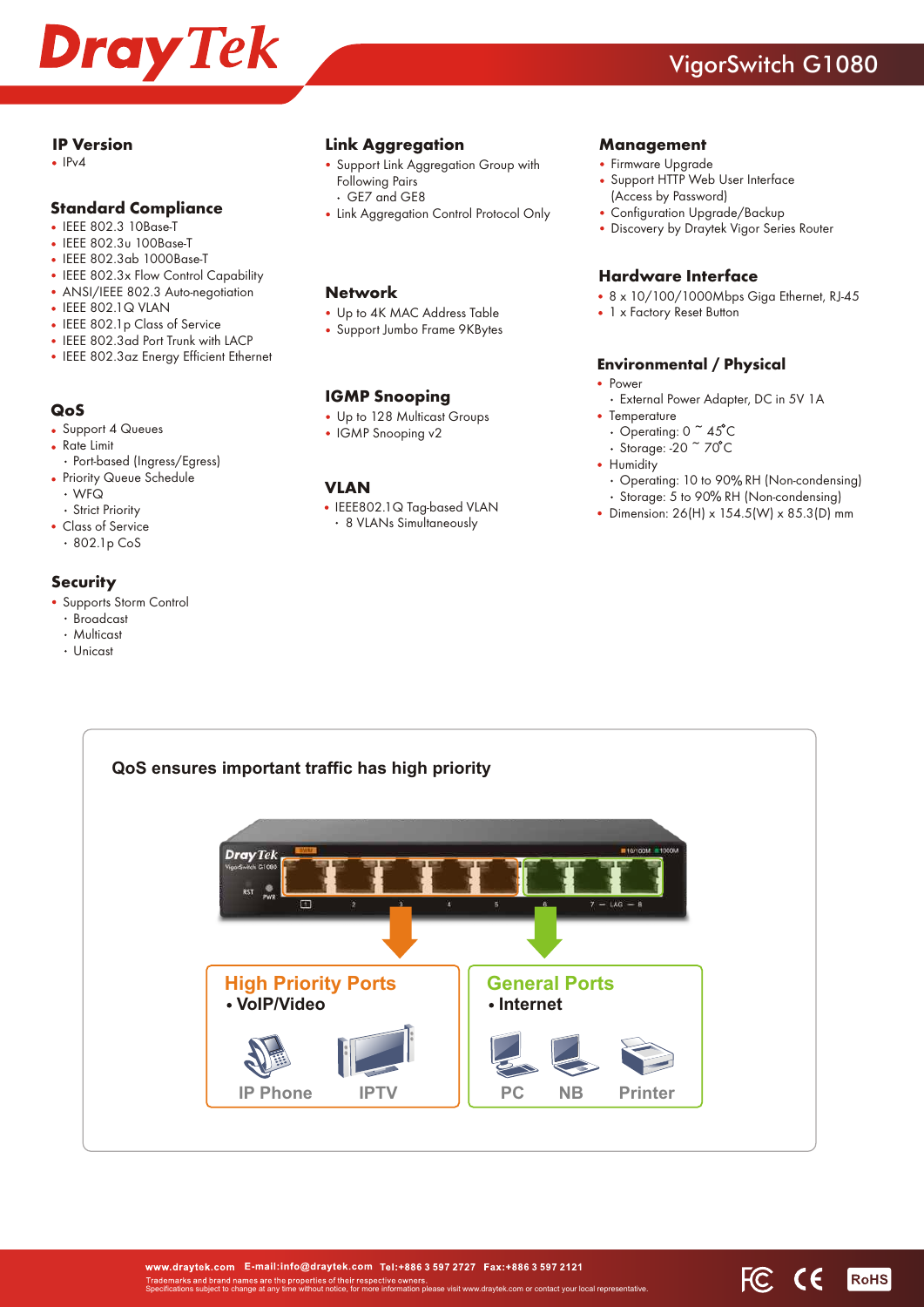## IP Version

- IPv4

## Standard Compliance

- IEEE 802.3 10Base-T
- IEEE 802.3u 100Base-T
- IEEE 802.3ab 1000Base-T
- IEEE 802.3x Flow Control Capability
- ANSI/IEEE 802.3 Auto-negotiation
- IEEE 802.1Q VLAN
- IEEE 802.1p Class of Service
- IEEE 802.3ad Port Trunk with LACP
- IEEE 802.3az Energy Efficient Ethernet

## QoS

- Support 4 Queues
- Rate Limit
  - Port-based (Ingress/Egress)
- Priority Queue Schedule
  - WFQ
  - Strict Priority
- Class of Service
  - 802.1p CoS

## Security

- Supports Storm Control
  - Broadcast
  - Multicast
  - Unicast

## Link Aggregation

- Support Link Aggregation Group with Following Pairs
  - GE7 and GE8
- Link Aggregation Control Protocol Only

## Network

- Up to 4K MAC Address Table
- Support Jumbo Frame 9KBytes

## IGMP Snooping

- Up to 128 Multicast Groups
- IGMP Snooping v2

## VLAN

- IEEE802.1Q Tag-based VLAN
  - 8 VLANs Simultaneously

## Management

- Firmware Upgrade
- Support HTTP Web User Interface (Access by Password)
- Configuration Upgrade/Backup
- Discovery by Draytek Vigor Series Router

## Hardware Interface

- 8 x 10/100/1000Mbps Giga Ethernet, RJ-45
- 1 x Factory Reset Button

## Environmental / Physical

- Power
  - External Power Adapter, DC in 5V 1A
- Temperature
  - Operating: 0 ~ 45°C
  - Storage: -20 ~ 70°C
- Humidity
  - Operating: 10 to 90% RH (Non-condensing)
  - Storage: 5 to 90% RH (Non-condensing)
- Dimension: 26(H) x 154.5(W) x 85.3(D) mm

**QoS ensures important traffic has high priority**

DrayTek VigorSwitch G1080

RST PWR

1 2 3 4 5 6 7 — LAG — 8

10/100M 1000M

**High Priority Ports**
- VoIP/Video

IP Phone IPTV

**General Ports**
- Internet

PC NB Printer

www.draytek.com E-mail:info@draytek.com Tel:+886 3 597 2727 Fax:+886 3 597 2121

Trademarks and brand names are the properties of their respective owners.
Specifications subject to change at any time without notice, for more information please visit www.draytek.com or contact your local representative.